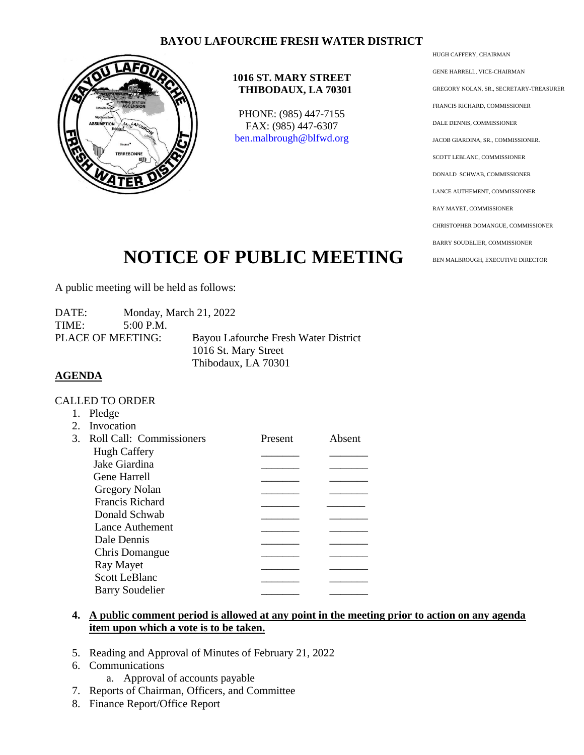# BAYOU LAFOURCHE FRESH WATER DISTRICT

**1016 ST. MARY STREET**
**THIBODAUX, LA 70301**

PHONE: (985) 447-7155
FAX: (985) 447-6307
ben.malbrough@blfwd.org

HUGH CAFFERY, CHAIRMAN
GENE HARRELL, VICE-CHAIRMAN
GREGORY NOLAN, SR., SECRETARY-TREASURER
FRANCIS RICHARD, COMMISSIONER
DALE DENNIS, COMMISSIONER
JACOB GIARDINA, SR., COMMISSIONER.
SCOTT LEBLANC, COMMISSIONER
DONALD SCHWAB, COMMISSIONER
LANCE AUTHEMENT, COMMISSIONER
RAY MAYET, COMMISSIONER
CHRISTOPHER DOMANGUE, COMMISSIONER
BARRY SOUDELIER, COMMISSIONER
BEN MALBROUGH, EXECUTIVE DIRECTOR

# NOTICE OF PUBLIC MEETING

A public meeting will be held as follows:

DATE: Monday, March 21, 2022
TIME: 5:00 P.M.
PLACE OF MEETING: Bayou Lafourche Fresh Water District
1016 St. Mary Street
Thibodaux, LA 70301

**AGENDA**

CALLED TO ORDER

1. Pledge
2. Invocation
3. Roll Call: Commissioners

| Commissioners | Present | Absent |
|---|---|---|
| Hugh Caffery | _______ | _______ |
| Jake Giardina | _______ | _______ |
| Gene Harrell | _______ | _______ |
| Gregory Nolan | _______ | _______ |
| Francis Richard | _______ | _______ |
| Donald Schwab | _______ | _______ |
| Lance Authement | _______ | _______ |
| Dale Dennis | _______ | _______ |
| Chris Domangue | _______ | _______ |
| Ray Mayet | _______ | _______ |
| Scott LeBlanc | _______ | _______ |
| Barry Soudelier | _______ | _______ |

4. **A public comment period is allowed at any point in the meeting prior to action on any agenda item upon which a vote is to be taken.**
5. Reading and Approval of Minutes of February 21, 2022
6. Communications
   a. Approval of accounts payable
7. Reports of Chairman, Officers, and Committee
8. Finance Report/Office Report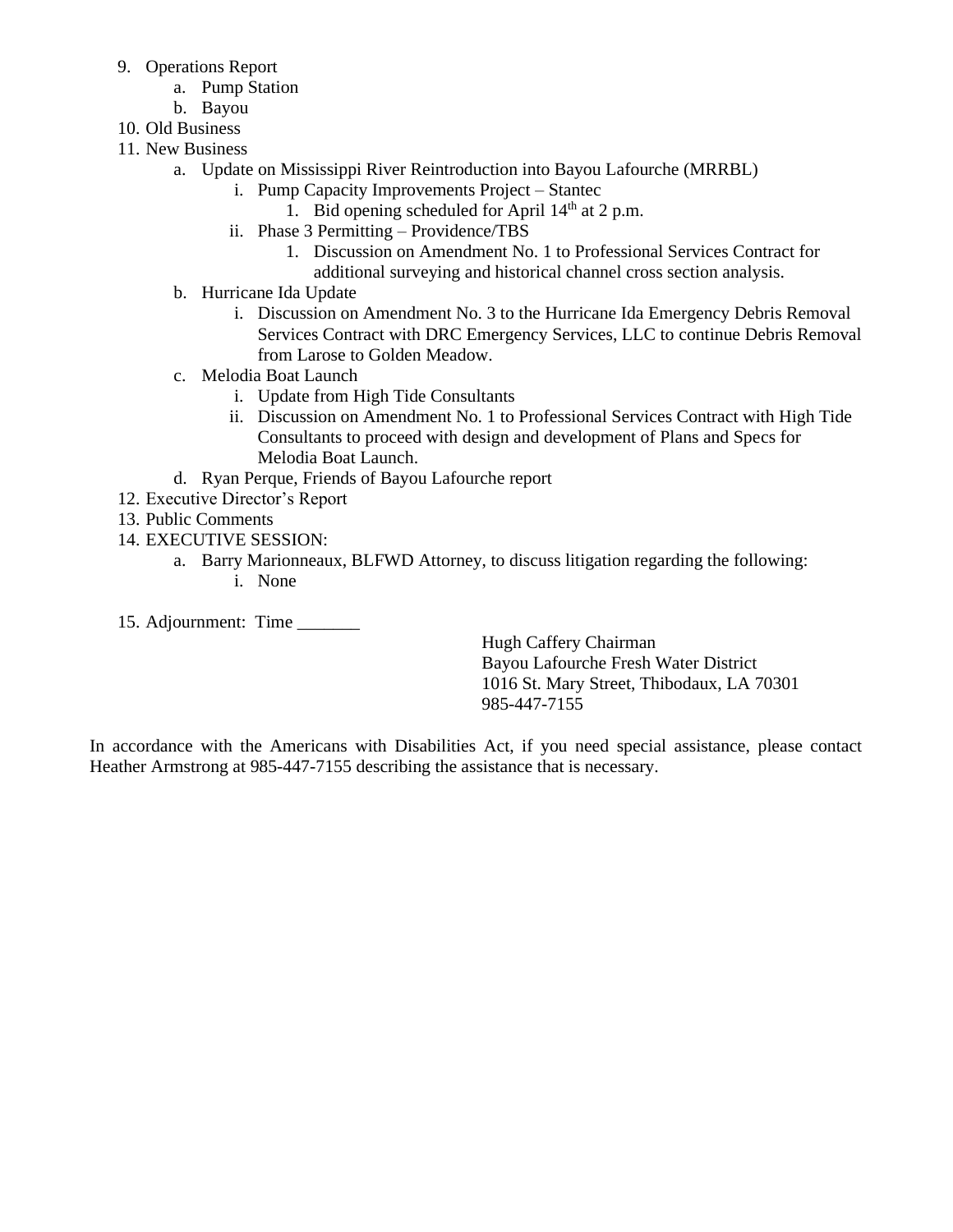9. Operations Report
    a. Pump Station
    b. Bayou
10. Old Business
11. New Business
    a. Update on Mississippi River Reintroduction into Bayou Lafourche (MRRBL)
        i. Pump Capacity Improvements Project – Stantec
            1. Bid opening scheduled for April 14th at 2 p.m.
        ii. Phase 3 Permitting – Providence/TBS
            1. Discussion on Amendment No. 1 to Professional Services Contract for additional surveying and historical channel cross section analysis.
    b. Hurricane Ida Update
        i. Discussion on Amendment No. 3 to the Hurricane Ida Emergency Debris Removal Services Contract with DRC Emergency Services, LLC to continue Debris Removal from Larose to Golden Meadow.
    c. Melodia Boat Launch
        i. Update from High Tide Consultants
        ii. Discussion on Amendment No. 1 to Professional Services Contract with High Tide Consultants to proceed with design and development of Plans and Specs for Melodia Boat Launch.
    d. Ryan Perque, Friends of Bayou Lafourche report
12. Executive Director's Report
13. Public Comments
14. EXECUTIVE SESSION:
    a. Barry Marionneaux, BLFWD Attorney, to discuss litigation regarding the following:
        i. None

15. Adjournment: Time _______

Hugh Caffery Chairman
Bayou Lafourche Fresh Water District
1016 St. Mary Street, Thibodaux, LA 70301
985-447-7155

In accordance with the Americans with Disabilities Act, if you need special assistance, please contact Heather Armstrong at 985-447-7155 describing the assistance that is necessary.